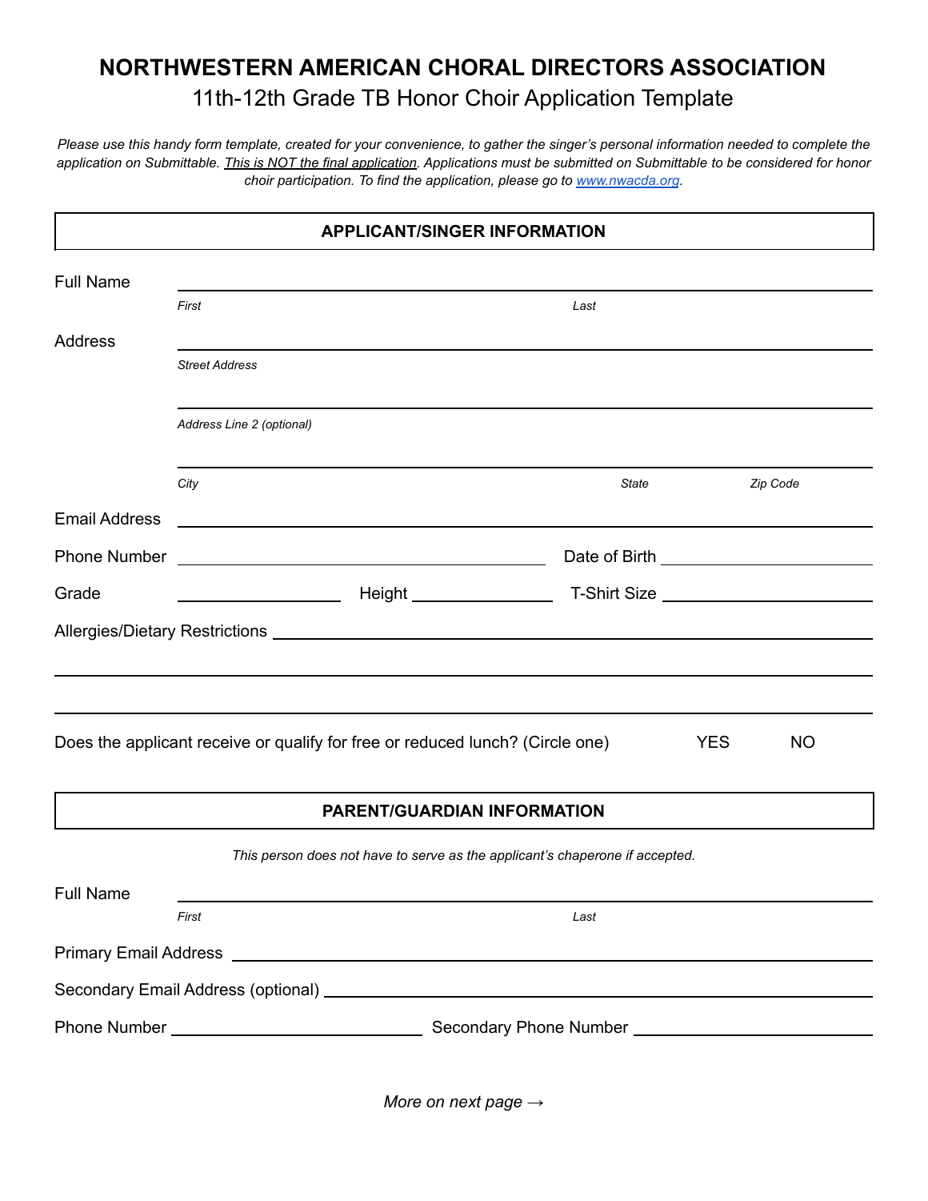# NORTHWESTERN AMERICAN CHORAL DIRECTORS ASSOCIATION

## 11th-12th Grade TB Honor Choir Application Template

*Please use this handy form template, created for your convenience, to gather the singer's personal information needed to complete the application on Submittable. This is NOT the final application. Applications must be submitted on Submittable to be considered for honor choir participation. To find the application, please go to [www.nwacda.org](http://www.nwacda.org).*

### APPLICANT/SINGER INFORMATION

Full Name ______________________________________________
*First* *Last*

Address ______________________________________________
*Street Address*

______________________________________________
*Address Line 2 (optional)*

______________________________________________
*City* *State* *Zip Code*

Email Address ______________________________________________

Phone Number ______________________ Date of Birth ______________________

Grade ______________ Height ______________ T-Shirt Size ______________

Allergies/Dietary Restrictions ______________________________________________

______________________________________________

______________________________________________

Does the applicant receive or qualify for free or reduced lunch? (Circle one) YES NO

### PARENT/GUARDIAN INFORMATION

*This person does not have to serve as the applicant's chaperone if accepted.*

Full Name ______________________________________________
*First* *Last*

Primary Email Address ______________________________________________

Secondary Email Address (optional) ______________________________________________

Phone Number ______________________ Secondary Phone Number ______________________

*More on next page →*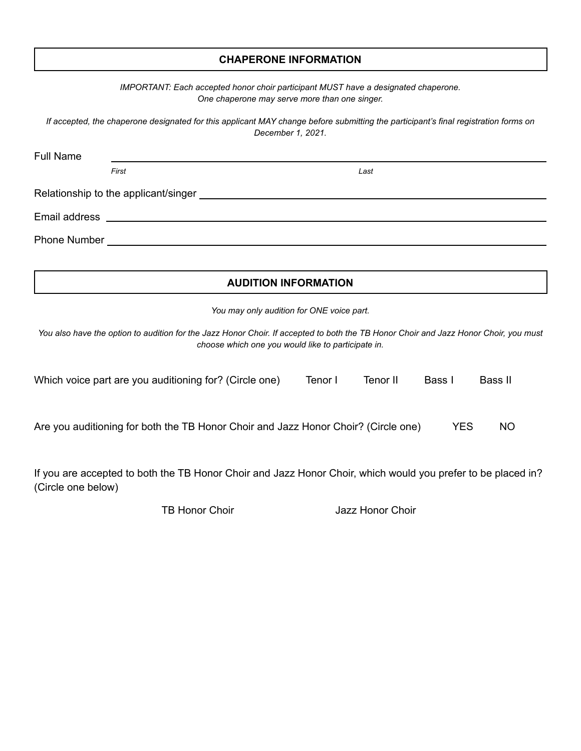## CHAPERONE INFORMATION

*IMPORTANT: Each accepted honor choir participant MUST have a designated chaperone.*
*One chaperone may serve more than one singer.*

*If accepted, the chaperone designated for this applicant MAY change before submitting the participant's final registration forms on December 1, 2021.*

Full Name ______________________________________________
*First* *Last*

Relationship to the applicant/singer ______________________________________________

Email address ______________________________________________

Phone Number ______________________________________________

## AUDITION INFORMATION

*You may only audition for ONE voice part.*

*You also have the option to audition for the Jazz Honor Choir. If accepted to both the TB Honor Choir and Jazz Honor Choir, you must choose which one you would like to participate in.*

Which voice part are you auditioning for? (Circle one) Tenor I Tenor II Bass I Bass II

Are you auditioning for both the TB Honor Choir and Jazz Honor Choir? (Circle one) YES NO

If you are accepted to both the TB Honor Choir and Jazz Honor Choir, which would you prefer to be placed in? (Circle one below)

TB Honor Choir Jazz Honor Choir